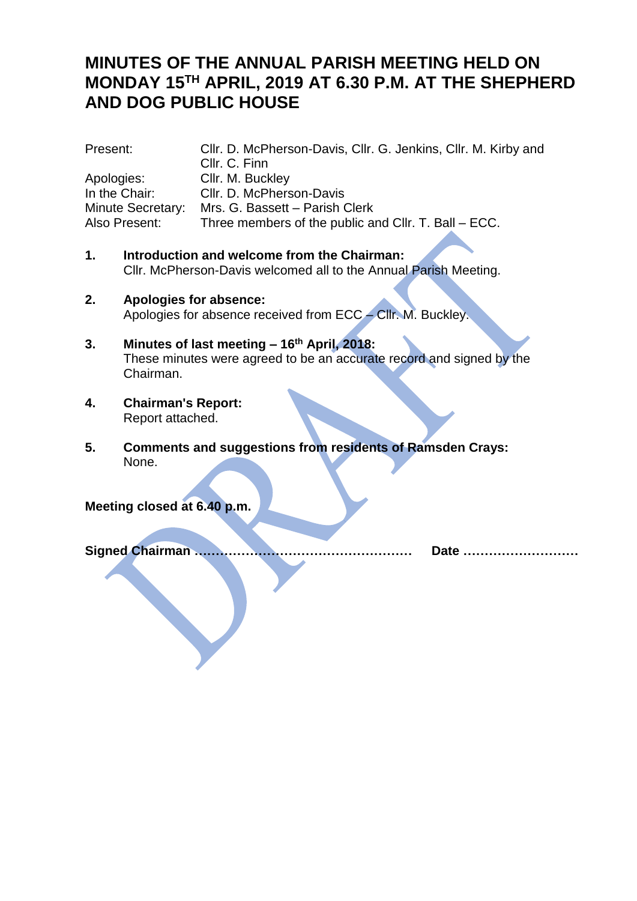# MINUTES OF THE ANNUAL PARISH MEETING HELD ON MONDAY 15TH APRIL, 2019 AT 6.30 P.M. AT THE SHEPHERD AND DOG PUBLIC HOUSE

| | |
|---|---|
| Present: | Cllr. D. McPherson-Davis, Cllr. G. Jenkins, Cllr. M. Kirby and Cllr. C. Finn |
| Apologies: | Cllr. M. Buckley |
| In the Chair: | Cllr. D. McPherson-Davis |
| Minute Secretary: | Mrs. G. Bassett – Parish Clerk |
| Also Present: | Three members of the public and Cllr. T. Ball – ECC. |

1. **Introduction and welcome from the Chairman:**
   Cllr. McPherson-Davis welcomed all to the Annual Parish Meeting.

2. **Apologies for absence:**
   Apologies for absence received from ECC – Cllr. M. Buckley.

3. **Minutes of last meeting – 16th April, 2018:**
   These minutes were agreed to be an accurate record and signed by the Chairman.

4. **Chairman's Report:**
   Report attached.

5. **Comments and suggestions from residents of Ramsden Crays:**
   None.

**Meeting closed at 6.40 p.m.**

**Signed Chairman ……………………………………………  Date ………………………**

DRAFT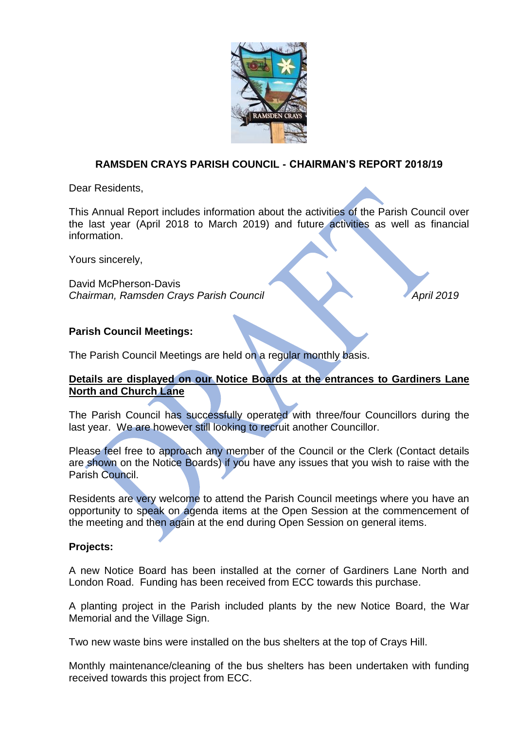## RAMSDEN CRAYS PARISH COUNCIL - CHAIRMAN'S REPORT 2018/19

Dear Residents,

This Annual Report includes information about the activities of the Parish Council over the last year (April 2018 to March 2019) and future activities as well as financial information.

Yours sincerely,

David McPherson-Davis
*Chairman, Ramsden Crays Parish Council* *April 2019*

**Parish Council Meetings:**

The Parish Council Meetings are held on a regular monthly basis.

**Details are displayed on our Notice Boards at the entrances to Gardiners Lane North and Church Lane**

The Parish Council has successfully operated with three/four Councillors during the last year. We are however still looking to recruit another Councillor.

Please feel free to approach any member of the Council or the Clerk (Contact details are shown on the Notice Boards) if you have any issues that you wish to raise with the Parish Council.

Residents are very welcome to attend the Parish Council meetings where you have an opportunity to speak on agenda items at the Open Session at the commencement of the meeting and then again at the end during Open Session on general items.

**Projects:**

A new Notice Board has been installed at the corner of Gardiners Lane North and London Road. Funding has been received from ECC towards this purchase.

A planting project in the Parish included plants by the new Notice Board, the War Memorial and the Village Sign.

Two new waste bins were installed on the bus shelters at the top of Crays Hill.

Monthly maintenance/cleaning of the bus shelters has been undertaken with funding received towards this project from ECC.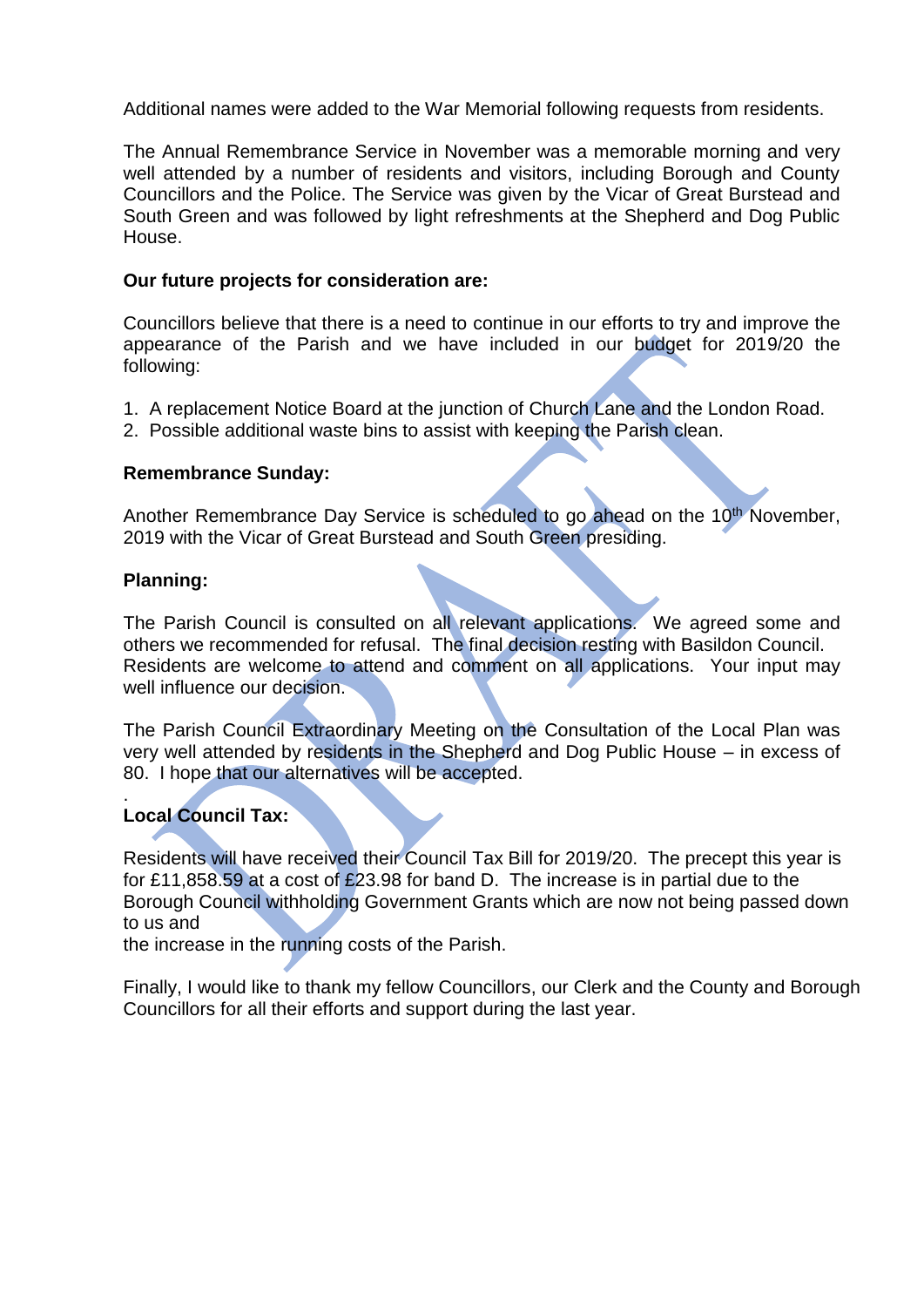Additional names were added to the War Memorial following requests from residents.

The Annual Remembrance Service in November was a memorable morning and very well attended by a number of residents and visitors, including Borough and County Councillors and the Police. The Service was given by the Vicar of Great Burstead and South Green and was followed by light refreshments at the Shepherd and Dog Public House.

**Our future projects for consideration are:**

Councillors believe that there is a need to continue in our efforts to try and improve the appearance of the Parish and we have included in our budget for 2019/20 the following:

1. A replacement Notice Board at the junction of Church Lane and the London Road.
2. Possible additional waste bins to assist with keeping the Parish clean.

**Remembrance Sunday:**

Another Remembrance Day Service is scheduled to go ahead on the 10th November, 2019 with the Vicar of Great Burstead and South Green presiding.

**Planning:**

The Parish Council is consulted on all relevant applications. We agreed some and others we recommended for refusal. The final decision resting with Basildon Council. Residents are welcome to attend and comment on all applications. Your input may well influence our decision.

The Parish Council Extraordinary Meeting on the Consultation of the Local Plan was very well attended by residents in the Shepherd and Dog Public House – in excess of 80. I hope that our alternatives will be accepted.

.

**Local Council Tax:**

Residents will have received their Council Tax Bill for 2019/20. The precept this year is for £11,858.59 at a cost of £23.98 for band D. The increase is in partial due to the Borough Council withholding Government Grants which are now not being passed down to us and
the increase in the running costs of the Parish.

Finally, I would like to thank my fellow Councillors, our Clerk and the County and Borough Councillors for all their efforts and support during the last year.